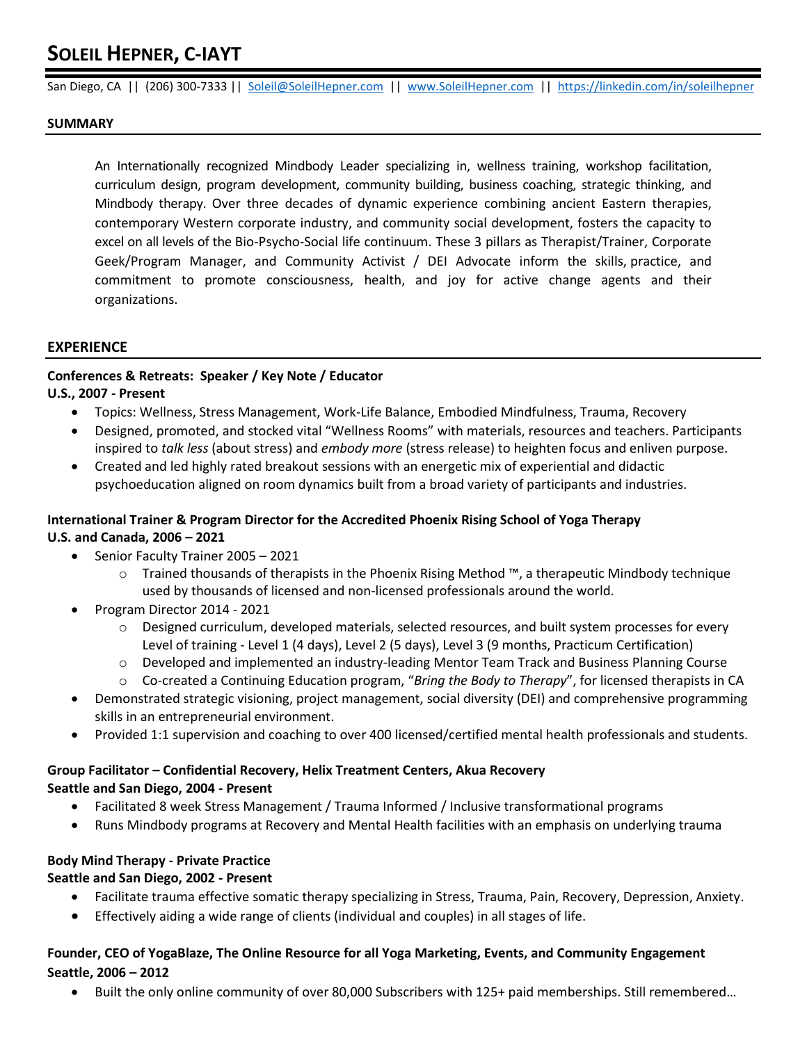# SOLEIL HEPNER, C-IAYT

San Diego, CA || (206) 300-7333 || Soleil@SoleilHepner.com || www.SoleilHepner.com || https://linkedin.com/in/soleilhepner

## SUMMARY

An Internationally recognized Mindbody Leader specializing in, wellness training, workshop facilitation, curriculum design, program development, community building, business coaching, strategic thinking, and Mindbody therapy. Over three decades of dynamic experience combining ancient Eastern therapies, contemporary Western corporate industry, and community social development, fosters the capacity to excel on all levels of the Bio-Psycho-Social life continuum. These 3 pillars as Therapist/Trainer, Corporate Geek/Program Manager, and Community Activist / DEI Advocate inform the skills, practice, and commitment to promote consciousness, health, and joy for active change agents and their organizations.

## EXPERIENCE

**Conferences & Retreats: Speaker / Key Note / Educator**
**U.S., 2007 - Present**

- Topics: Wellness, Stress Management, Work-Life Balance, Embodied Mindfulness, Trauma, Recovery
- Designed, promoted, and stocked vital "Wellness Rooms" with materials, resources and teachers. Participants inspired to *talk less* (about stress) and *embody more* (stress release) to heighten focus and enliven purpose.
- Created and led highly rated breakout sessions with an energetic mix of experiential and didactic psychoeducation aligned on room dynamics built from a broad variety of participants and industries.

**International Trainer & Program Director for the Accredited Phoenix Rising School of Yoga Therapy**
**U.S. and Canada, 2006 – 2021**

- Senior Faculty Trainer 2005 – 2021
  - Trained thousands of therapists in the Phoenix Rising Method ™, a therapeutic Mindbody technique used by thousands of licensed and non-licensed professionals around the world.
- Program Director 2014 - 2021
  - Designed curriculum, developed materials, selected resources, and built system processes for every Level of training - Level 1 (4 days), Level 2 (5 days), Level 3 (9 months, Practicum Certification)
  - Developed and implemented an industry-leading Mentor Team Track and Business Planning Course
  - Co-created a Continuing Education program, "*Bring the Body to Therapy*", for licensed therapists in CA
- Demonstrated strategic visioning, project management, social diversity (DEI) and comprehensive programming skills in an entrepreneurial environment.
- Provided 1:1 supervision and coaching to over 400 licensed/certified mental health professionals and students.

**Group Facilitator – Confidential Recovery, Helix Treatment Centers, Akua Recovery**
**Seattle and San Diego, 2004 - Present**

- Facilitated 8 week Stress Management / Trauma Informed / Inclusive transformational programs
- Runs Mindbody programs at Recovery and Mental Health facilities with an emphasis on underlying trauma

**Body Mind Therapy - Private Practice**
**Seattle and San Diego, 2002 - Present**

- Facilitate trauma effective somatic therapy specializing in Stress, Trauma, Pain, Recovery, Depression, Anxiety.
- Effectively aiding a wide range of clients (individual and couples) in all stages of life.

**Founder, CEO of YogaBlaze, The Online Resource for all Yoga Marketing, Events, and Community Engagement**
**Seattle, 2006 – 2012**

- Built the only online community of over 80,000 Subscribers with 125+ paid memberships. Still remembered…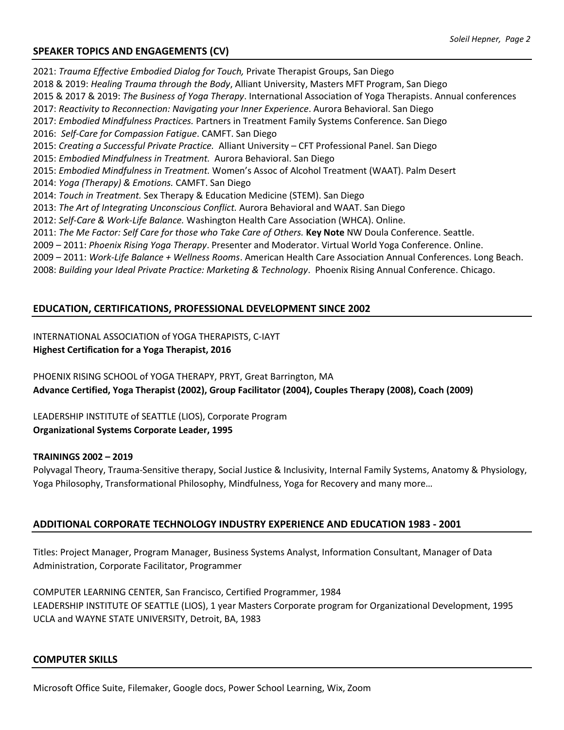## SPEAKER TOPICS AND ENGAGEMENTS (CV)

2021: *Trauma Effective Embodied Dialog for Touch,* Private Therapist Groups, San Diego
2018 & 2019: *Healing Trauma through the Body*, Alliant University, Masters MFT Program, San Diego
2015 & 2017 & 2019: *The Business of Yoga Therapy*. International Association of Yoga Therapists. Annual conferences
2017: *Reactivity to Reconnection: Navigating your Inner Experience*. Aurora Behavioral. San Diego
2017: *Embodied Mindfulness Practices.* Partners in Treatment Family Systems Conference. San Diego
2016: *Self-Care for Compassion Fatigue*. CAMFT. San Diego
2015: *Creating a Successful Private Practice.* Alliant University – CFT Professional Panel. San Diego
2015: *Embodied Mindfulness in Treatment.* Aurora Behavioral. San Diego
2015: *Embodied Mindfulness in Treatment.* Women's Assoc of Alcohol Treatment (WAAT). Palm Desert
2014: *Yoga (Therapy) & Emotions.* CAMFT. San Diego
2014: *Touch in Treatment.* Sex Therapy & Education Medicine (STEM). San Diego
2013: *The Art of Integrating Unconscious Conflict.* Aurora Behavioral and WAAT. San Diego
2012: *Self-Care & Work-Life Balance.* Washington Health Care Association (WHCA). Online.
2011: *The Me Factor: Self Care for those who Take Care of Others.* **Key Note** NW Doula Conference. Seattle.
2009 – 2011: *Phoenix Rising Yoga Therapy*. Presenter and Moderator. Virtual World Yoga Conference. Online.
2009 – 2011: *Work-Life Balance + Wellness Rooms*. American Health Care Association Annual Conferences. Long Beach.
2008: *Building your Ideal Private Practice: Marketing & Technology*. Phoenix Rising Annual Conference. Chicago.

## EDUCATION, CERTIFICATIONS, PROFESSIONAL DEVELOPMENT SINCE 2002

INTERNATIONAL ASSOCIATION of YOGA THERAPISTS, C-IAYT
**Highest Certification for a Yoga Therapist, 2016**

PHOENIX RISING SCHOOL of YOGA THERAPY, PRYT, Great Barrington, MA
**Advance Certified, Yoga Therapist (2002), Group Facilitator (2004), Couples Therapy (2008), Coach (2009)**

LEADERSHIP INSTITUTE of SEATTLE (LIOS), Corporate Program
**Organizational Systems Corporate Leader, 1995**

**TRAININGS 2002 – 2019**
Polyvagal Theory, Trauma-Sensitive therapy, Social Justice & Inclusivity, Internal Family Systems, Anatomy & Physiology, Yoga Philosophy, Transformational Philosophy, Mindfulness, Yoga for Recovery and many more…

## ADDITIONAL CORPORATE TECHNOLOGY INDUSTRY EXPERIENCE AND EDUCATION 1983 - 2001

Titles: Project Manager, Program Manager, Business Systems Analyst, Information Consultant, Manager of Data Administration, Corporate Facilitator, Programmer

COMPUTER LEARNING CENTER, San Francisco, Certified Programmer, 1984
LEADERSHIP INSTITUTE OF SEATTLE (LIOS), 1 year Masters Corporate program for Organizational Development, 1995
UCLA and WAYNE STATE UNIVERSITY, Detroit, BA, 1983

## COMPUTER SKILLS

Microsoft Office Suite, Filemaker, Google docs, Power School Learning, Wix, Zoom